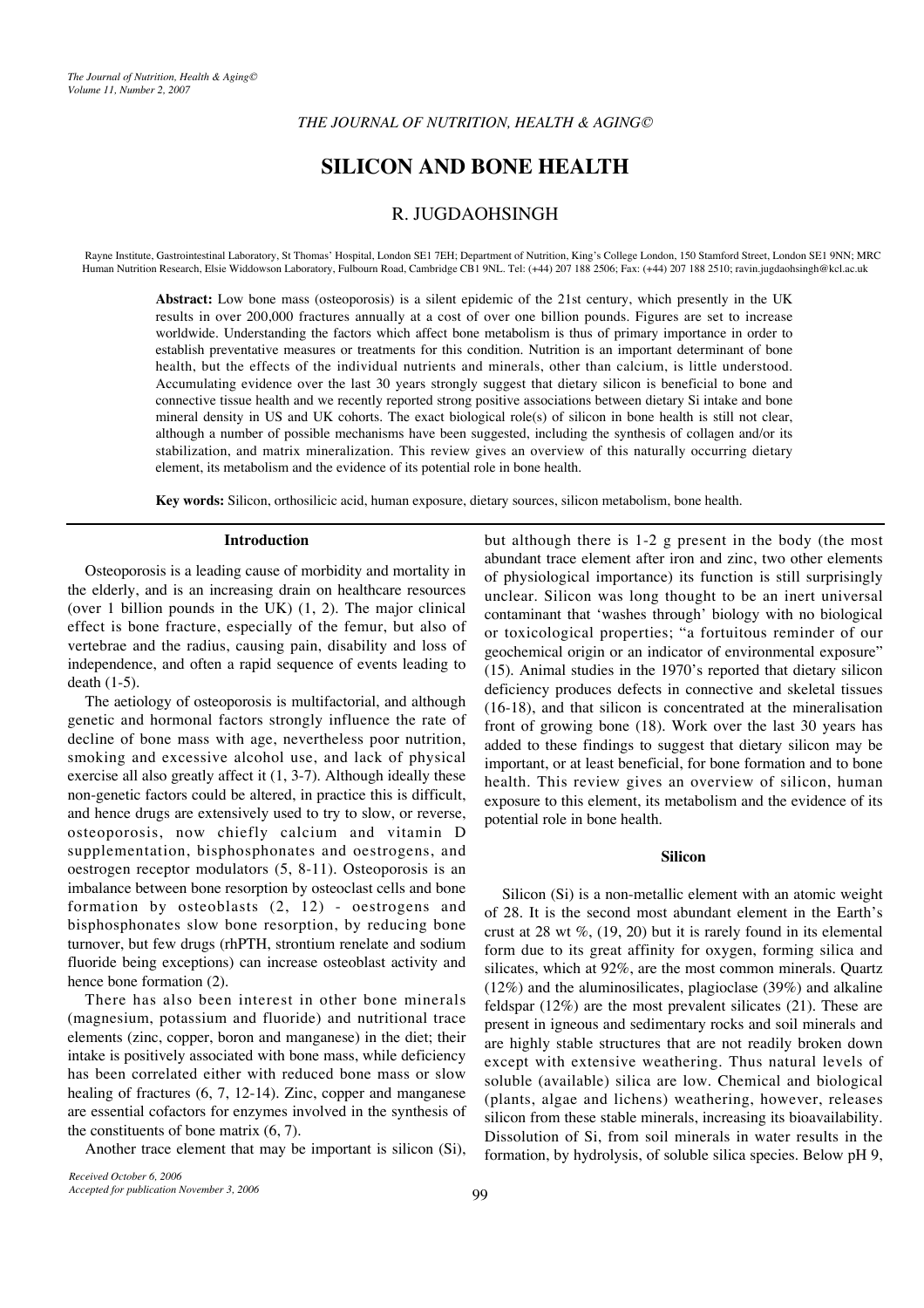# SILICON AND BONE HEALTH

## R. JUGDAOHSINGH

Rayne Institute, Gastrointestinal Laboratory, St Thomas' Hospital, London SE1 7EH; Department of Nutrition, King's College London, 150 Stamford Street, London SE1 9NN; MRC Human Nutrition Research, Elsie Widdowson Laboratory, Fulbourn Road, Cambridge CB1 9NL. Tel: (+44) 207 188 2506; Fax: (+44) 207 188 2510; ravin.jugdaohsingh@kcl.ac.uk

**Abstract:** Low bone mass (osteoporosis) is a silent epidemic of the 21st century, which presently in the UK results in over 200,000 fractures annually at a cost of over one billion pounds. Figures are set to increase worldwide. Understanding the factors which affect bone metabolism is thus of primary importance in order to establish preventative measures or treatments for this condition. Nutrition is an important determinant of bone health, but the effects of the individual nutrients and minerals, other than calcium, is little understood. Accumulating evidence over the last 30 years strongly suggest that dietary silicon is beneficial to bone and connective tissue health and we recently reported strong positive associations between dietary Si intake and bone mineral density in US and UK cohorts. The exact biological role(s) of silicon in bone health is still not clear, although a number of possible mechanisms have been suggested, including the synthesis of collagen and/or its stabilization, and matrix mineralization. This review gives an overview of this naturally occurring dietary element, its metabolism and the evidence of its potential role in bone health.

**Key words:** Silicon, orthosilicic acid, human exposure, dietary sources, silicon metabolism, bone health.

### Introduction

Osteoporosis is a leading cause of morbidity and mortality in the elderly, and is an increasing drain on healthcare resources (over 1 billion pounds in the UK) (1, 2). The major clinical effect is bone fracture, especially of the femur, but also of vertebrae and the radius, causing pain, disability and loss of independence, and often a rapid sequence of events leading to death (1-5).

The aetiology of osteoporosis is multifactorial, and although genetic and hormonal factors strongly influence the rate of decline of bone mass with age, nevertheless poor nutrition, smoking and excessive alcohol use, and lack of physical exercise all also greatly affect it (1, 3-7). Although ideally these non-genetic factors could be altered, in practice this is difficult, and hence drugs are extensively used to try to slow, or reverse, osteoporosis, now chiefly calcium and vitamin D supplementation, bisphosphonates and oestrogens, and oestrogen receptor modulators (5, 8-11). Osteoporosis is an imbalance between bone resorption by osteoclast cells and bone formation by osteoblasts (2, 12) - oestrogens and bisphosphonates slow bone resorption, by reducing bone turnover, but few drugs (rhPTH, strontium renelate and sodium fluoride being exceptions) can increase osteoblast activity and hence bone formation (2).

There has also been interest in other bone minerals (magnesium, potassium and fluoride) and nutritional trace elements (zinc, copper, boron and manganese) in the diet; their intake is positively associated with bone mass, while deficiency has been correlated either with reduced bone mass or slow healing of fractures (6, 7, 12-14). Zinc, copper and manganese are essential cofactors for enzymes involved in the synthesis of the constituents of bone matrix (6, 7).

Another trace element that may be important is silicon (Si), but although there is 1-2 g present in the body (the most abundant trace element after iron and zinc, two other elements of physiological importance) its function is still surprisingly unclear. Silicon was long thought to be an inert universal contaminant that 'washes through' biology with no biological or toxicological properties; "a fortuitous reminder of our geochemical origin or an indicator of environmental exposure" (15). Animal studies in the 1970's reported that dietary silicon deficiency produces defects in connective and skeletal tissues (16-18), and that silicon is concentrated at the mineralisation front of growing bone (18). Work over the last 30 years has added to these findings to suggest that dietary silicon may be important, or at least beneficial, for bone formation and to bone health. This review gives an overview of silicon, human exposure to this element, its metabolism and the evidence of its potential role in bone health.

### Silicon

Silicon (Si) is a non-metallic element with an atomic weight of 28. It is the second most abundant element in the Earth's crust at 28 wt %, (19, 20) but it is rarely found in its elemental form due to its great affinity for oxygen, forming silica and silicates, which at 92%, are the most common minerals. Quartz (12%) and the aluminosilicates, plagioclase (39%) and alkaline feldspar (12%) are the most prevalent silicates (21). These are present in igneous and sedimentary rocks and soil minerals and are highly stable structures that are not readily broken down except with extensive weathering. Thus natural levels of soluble (available) silica are low. Chemical and biological (plants, algae and lichens) weathering, however, releases silicon from these stable minerals, increasing its bioavailability. Dissolution of Si, from soil minerals in water results in the formation, by hydrolysis, of soluble silica species. Below pH 9,

*Received October 6, 2006*
*Accepted for publication November 3, 2006*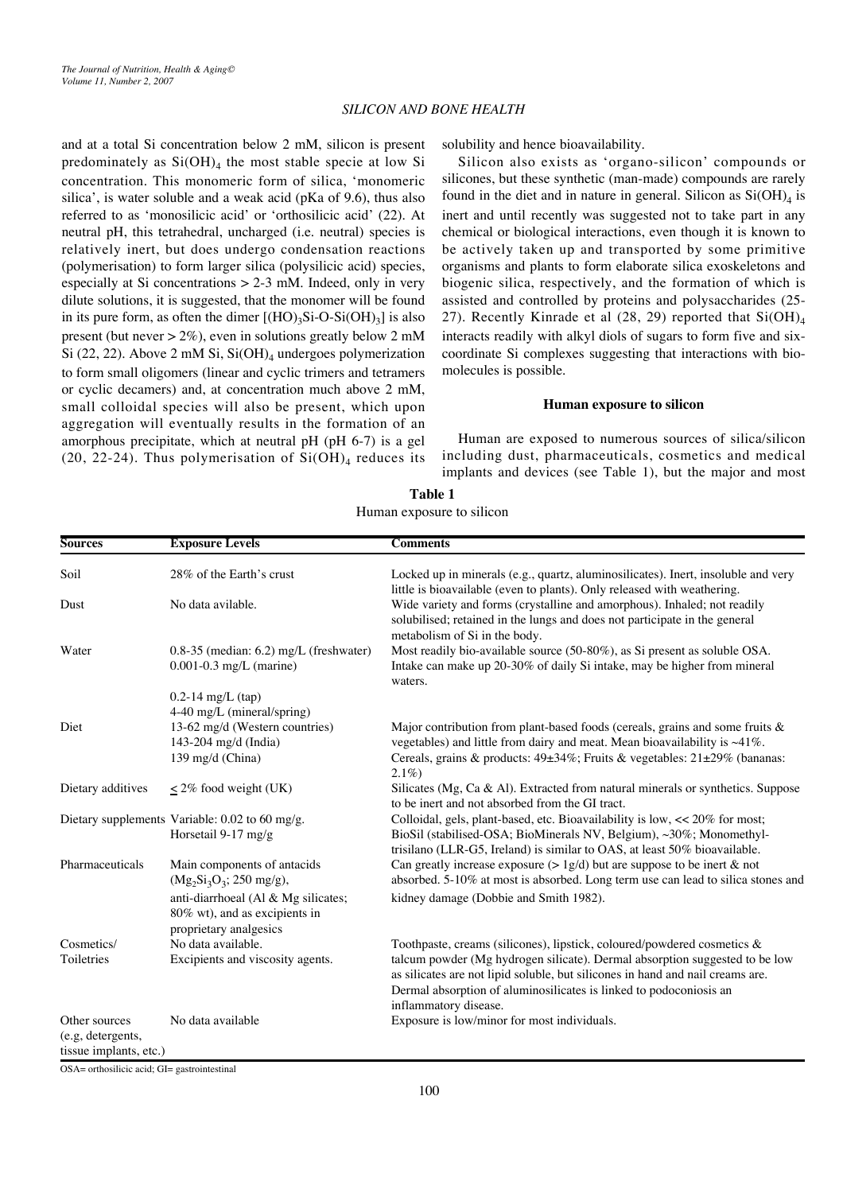and at a total Si concentration below 2 mM, silicon is present predominately as $Si(OH)_4$ the most stable specie at low Si concentration. This monomeric form of silica, 'monomeric silica', is water soluble and a weak acid (pKa of 9.6), thus also referred to as 'monosilicic acid' or 'orthosilicic acid' (22). At neutral pH, this tetrahedral, uncharged (i.e. neutral) species is relatively inert, but does undergo condensation reactions (polymerisation) to form larger silica (polysilicic acid) species, especially at Si concentrations > 2-3 mM. Indeed, only in very dilute solutions, it is suggested, that the monomer will be found in its pure form, as often the dimer $[(HO)_3Si\text{-}O\text{-}Si(OH)_3]$ is also present (but never > 2%), even in solutions greatly below 2 mM Si (22, 22). Above 2 mM Si, $Si(OH)_4$ undergoes polymerization to form small oligomers (linear and cyclic trimers and tetramers or cyclic decamers) and, at concentration much above 2 mM, small colloidal species will also be present, which upon aggregation will eventually results in the formation of an amorphous precipitate, which at neutral pH (pH 6-7) is a gel (20, 22-24). Thus polymerisation of $Si(OH)_4$ reduces its solubility and hence bioavailability.

Silicon also exists as 'organo-silicon' compounds or silicones, but these synthetic ('man-made) compounds are rarely found in the diet and in nature in general. Silicon as $Si(OH)_4$ is inert and until recently was suggested not to take part in any chemical or biological interactions, even though it is known to be actively taken up and transported by some primitive organisms and plants to form elaborate silica exoskeletons and biogenic silica, respectively, and the formation of which is assisted and controlled by proteins and polysaccharides (25-27). Recently Kinrade et al (28, 29) reported that $Si(OH)_4$ interacts readily with alkyl diols of sugars to form five and six-coordinate Si complexes suggesting that interactions with bio-molecules is possible.

## Human exposure to silicon

Human are exposed to numerous sources of silica/silicon including dust, pharmaceuticals, cosmetics and medical implants and devices (see Table 1), but the major and most

**Table 1**
Human exposure to silicon

| Sources | Exposure Levels | Comments |
|---|---|---|
| Soil | 28% of the Earth's crust | Locked up in minerals (e.g., quartz, aluminosilicates). Inert, insoluble and very little is bioavailable (even to plants). Only released with weathering. |
| Dust | No data avilable. | Wide variety and forms (crystalline and amorphous). Inhaled; not readily solubilised; retained in the lungs and does not participate in the general metabolism of Si in the body. |
| Water | 0.8-35 (median: 6.2) mg/L (freshwater)<br>0.001-0.3 mg/L (marine)<br>0.2-14 mg/L (tap)<br>4-40 mg/L (mineral/spring) | Most readily bio-available source (50-80%), as Si present as soluble OSA. Intake can make up 20-30% of daily Si intake, may be higher from mineral waters. |
| Diet | 13-62 mg/d (Western countries)<br>143-204 mg/d (India)<br>139 mg/d (China) | Major contribution from plant-based foods (cereals, grains and some fruits & vegetables) and little from dairy and meat. Mean bioavailability is ~41%. Cereals, grains & products: 49±34%; Fruits & vegetables: 21±29% (bananas: 2.1%) |
| Dietary additives | ≤ 2% food weight (UK) | Silicates (Mg, Ca & Al). Extracted from natural minerals or synthetics. Suppose to be inert and not absorbed from the GI tract. |
| Dietary supplements | Variable: 0.02 to 60 mg/g.<br>Horsetail 9-17 mg/g | Colloidal, gels, plant-based, etc. Bioavailability is low, << 20% for most; BioSil (stabilised-OSA; BioMinerals NV, Belgium), ~30%; Monomethyl-trisilano (LLR-G5, Ireland) is similar to OAS, at least 50% bioavailable. |
| Pharmaceuticals | Main components of antacids ($Mg_2Si_3O_3$; 250 mg/g),<br>anti-diarrhoeal (Al & Mg silicates; 80% wt), and as excipients in proprietary analgesics | Can greatly increase exposure (> 1g/d) but are suppose to be inert & not absorbed. 5-10% at most is absorbed. Long term use can lead to silica stones and kidney damage (Dobbie and Smith 1982). |
| Cosmetics/ Toiletries | No data available.<br>Excipients and viscosity agents. | Toothpaste, creams (silicones), lipstick, coloured/powdered cosmetics & talcum powder (Mg hydrogen silicate). Dermal absorption suggested to be low as silicates are not lipid soluble, but silicones in hand and nail creams are. Dermal absorption of aluminosilicates is linked to podoconiosis an inflammatory disease. |
| Other sources (e.g, detergents, tissue implants, etc.) | No data available | Exposure is low/minor for most individuals. |

OSA= orthosilicic acid; GI= gastrointestinal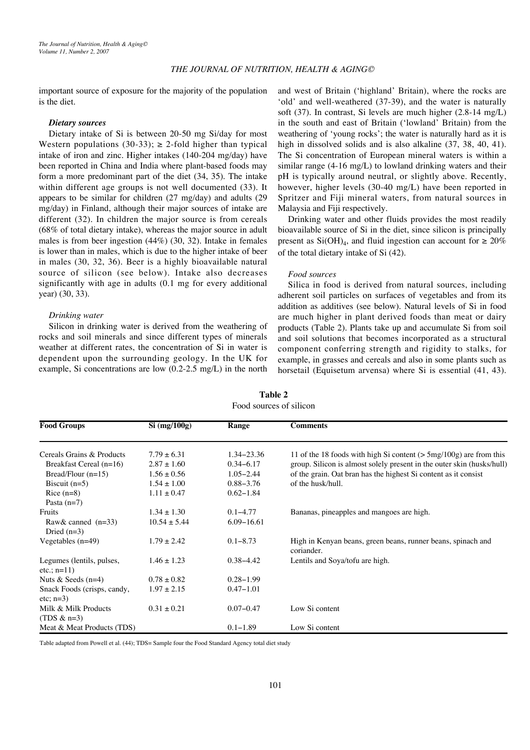important source of exposure for the majority of the population is the diet.

### *Dietary sources*

Dietary intake of Si is between 20-50 mg Si/day for most Western populations (30-33); ≥ 2-fold higher than typical intake of iron and zinc. Higher intakes (140-204 mg/day) have been reported in China and India where plant-based foods may form a more predominant part of the diet (34, 35). The intake within different age groups is not well documented (33). It appears to be similar for children (27 mg/day) and adults (29 mg/day) in Finland, although their major sources of intake are different (32). In children the major source is from cereals (68% of total dietary intake), whereas the major source in adult males is from beer ingestion (44%) (30, 32). Intake in females is lower than in males, which is due to the higher intake of beer in males (30, 32, 36). Beer is a highly bioavailable natural source of silicon (see below). Intake also decreases significantly with age in adults (0.1 mg for every additional year) (30, 33).

*Drinking water*

Silicon in drinking water is derived from the weathering of rocks and soil minerals and since different types of minerals weather at different rates, the concentration of Si in water is dependent upon the surrounding geology. In the UK for example, Si concentrations are low (0.2-2.5 mg/L) in the north and west of Britain ('highland' Britain), where the rocks are 'old' and well-weathered (37-39), and the water is naturally soft (37). In contrast, Si levels are much higher (2.8-14 mg/L) in the south and east of Britain ('lowland' Britain) from the weathering of 'young rocks'; the water is naturally hard as it is high in dissolved solids and is also alkaline (37, 38, 40, 41). The Si concentration of European mineral waters is within a similar range (4-16 mg/L) to lowland drinking waters and their pH is typically around neutral, or slightly above. Recently, however, higher levels (30-40 mg/L) have been reported in Spritzer and Fiji mineral waters, from natural sources in Malaysia and Fiji respectively.

Drinking water and other fluids provides the most readily bioavailable source of Si in the diet, since silicon is principally present as $Si(OH)_4$, and fluid ingestion can account for ≥ 20% of the total dietary intake of Si (42).

*Food sources*

Silica in food is derived from natural sources, including adherent soil particles on surfaces of vegetables and from its addition as additives (see below). Natural levels of Si in food are much higher in plant derived foods than meat or dairy products (Table 2). Plants take up and accumulate Si from soil and soil solutions that becomes incorporated as a structural component conferring strength and rigidity to stalks, for example, in grasses and cereals and also in some plants such as horsetail (Equisetum arvensa) where Si is essential (41, 43).

**Table 2**
Food sources of silicon

| Food Groups | Si (mg/100g) | Range | Comments |
|---|---|---|---|
| Cereals Grains & Products | 7.79 ± 6.31 | 1.34–23.36 | 11 of the 18 foods with high Si content (> 5mg/100g) are from this group. Silicon is almost solely present in the outer skin (husks/hull) of the grain. Oat bran has the highest Si content as it consist of the husk/hull. |
| Breakfast Cereal (n=16) | 2.87 ± 1.60 | 0.34–6.17 | |
| Bread/Flour (n=15) | 1.56 ± 0.56 | 1.05–2.44 | |
| Biscuit (n=5) | 1.54 ± 1.00 | 0.88–3.76 | |
| Rice (n=8) | 1.11 ± 0.47 | 0.62–1.84 | |
| Pasta (n=7) | | | |
| Fruits | 1.34 ± 1.30 | 0.1–4.77 | Bananas, pineapples and mangoes are high. |
| Raw& canned (n=33) | 10.54 ± 5.44 | 6.09–16.61 | |
| Dried (n=3) | | | |
| Vegetables (n=49) | 1.79 ± 2.42 | 0.1–8.73 | High in Kenyan beans, green beans, runner beans, spinach and coriander. |
| Legumes (lentils, pulses, etc.; n=11) | 1.46 ± 1.23 | 0.38–4.42 | Lentils and Soya/tofu are high. |
| Nuts & Seeds (n=4) | 0.78 ± 0.82 | 0.28–1.99 | |
| Snack Foods (crisps, candy, etc; n=3) | 1.97 ± 2.15 | 0.47–1.01 | |
| Milk & Milk Products (TDS & n=3) | 0.31 ± 0.21 | 0.07–0.47 | Low Si content |
| Meat & Meat Products (TDS) | | 0.1–1.89 | Low Si content |

Table adapted from Powell et al. (44); TDS= Sample four the Food Standard Agency total diet study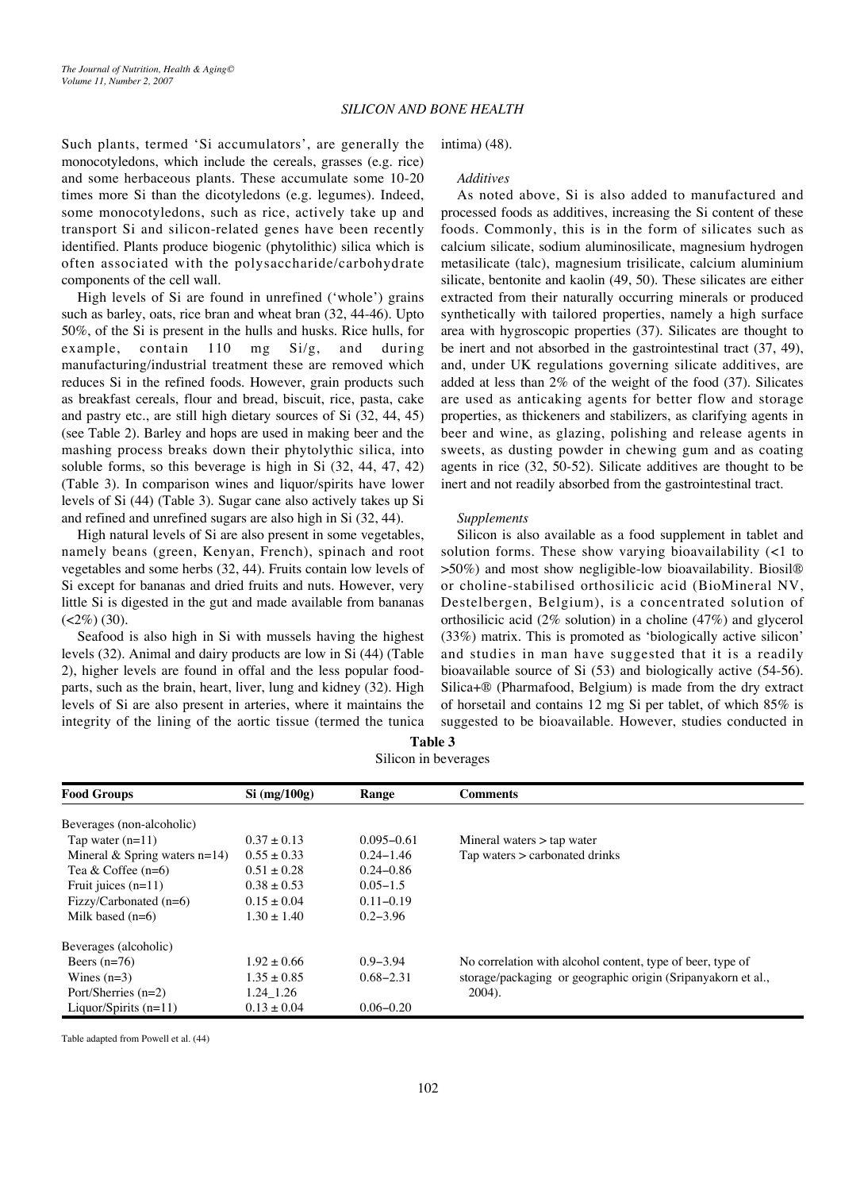Such plants, termed 'Si accumulators', are generally the monocotyledons, which include the cereals, grasses (e.g. rice) and some herbaceous plants. These accumulate some 10-20 times more Si than the dicotyledons (e.g. legumes). Indeed, some monocotyledons, such as rice, actively take up and transport Si and silicon-related genes have been recently identified. Plants produce biogenic (phytolithic) silica which is often associated with the polysaccharide/carbohydrate components of the cell wall.

High levels of Si are found in unrefined ('whole') grains such as barley, oats, rice bran and wheat bran (32, 44-46). Upto 50%, of the Si is present in the hulls and husks. Rice hulls, for example, contain 110 mg Si/g, and during manufacturing/industrial treatment these are removed which reduces Si in the refined foods. However, grain products such as breakfast cereals, flour and bread, biscuit, rice, pasta, cake and pastry etc., are still high dietary sources of Si (32, 44, 45) (see Table 2). Barley and hops are used in making beer and the mashing process breaks down their phytolythic silica, into soluble forms, so this beverage is high in Si (32, 44, 47, 42) (Table 3). In comparison wines and liquor/spirits have lower levels of Si (44) (Table 3). Sugar cane also actively takes up Si and refined and unrefined sugars are also high in Si (32, 44).

High natural levels of Si are also present in some vegetables, namely beans (green, Kenyan, French), spinach and root vegetables and some herbs (32, 44). Fruits contain low levels of Si except for bananas and dried fruits and nuts. However, very little Si is digested in the gut and made available from bananas (<2%) (30).

Seafood is also high in Si with mussels having the highest levels (32). Animal and dairy products are low in Si (44) (Table 2), higher levels are found in offal and the less popular food-parts, such as the brain, heart, liver, lung and kidney (32). High levels of Si are also present in arteries, where it maintains the integrity of the lining of the aortic tissue (termed the tunica intima) (48).

*Additives*

As noted above, Si is also added to manufactured and processed foods as additives, increasing the Si content of these foods. Commonly, this is in the form of silicates such as calcium silicate, sodium aluminosilicate, magnesium hydrogen metasilicate (talc), magnesium trisilicate, calcium aluminium silicate, bentonite and kaolin (49, 50). These silicates are either extracted from their naturally occurring minerals or produced synthetically with tailored properties, namely a high surface area with hygroscopic properties (37). Silicates are thought to be inert and not absorbed in the gastrointestinal tract (37, 49), and, under UK regulations governing silicate additives, are added at less than 2% of the weight of the food (37). Silicates are used as anticaking agents for better flow and storage properties, as thickeners and stabilizers, as clarifying agents in beer and wine, as glazing, polishing and release agents in sweets, as dusting powder in chewing gum and as coating agents in rice (32, 50-52). Silicate additives are thought to be inert and not readily absorbed from the gastrointestinal tract.

*Supplements*

Silicon is also available as a food supplement in tablet and solution forms. These show varying bioavailability (<1 to >50%) and most show negligible-low bioavailability. Biosil® or choline-stabilised orthosilicic acid (BioMineral NV, Destelbergen, Belgium), is a concentrated solution of orthosilicic acid (2% solution) in a choline (47%) and glycerol (33%) matrix. This is promoted as 'biologically active silicon' and studies in man have suggested that it is a readily bioavailable source of Si (53) and biologically active (54-56). Silica+® (Pharmafood, Belgium) is made from the dry extract of horsetail and contains 12 mg Si per tablet, of which 85% is suggested to be bioavailable. However, studies conducted in

**Table 3**
Silicon in beverages

| Food Groups | Si (mg/100g) | Range | Comments |
|---|---|---|---|
| Beverages (non-alcoholic) | | | |
| Tap water (n=11) | 0.37 ± 0.13 | 0.095–0.61 | Mineral waters > tap water |
| Mineral & Spring waters n=14) | 0.55 ± 0.33 | 0.24–1.46 | Tap waters > carbonated drinks |
| Tea & Coffee (n=6) | 0.51 ± 0.28 | 0.24–0.86 | |
| Fruit juices (n=11) | 0.38 ± 0.53 | 0.05–1.5 | |
| Fizzy/Carbonated (n=6) | 0.15 ± 0.04 | 0.11–0.19 | |
| Milk based (n=6) | 1.30 ± 1.40 | 0.2–3.96 | |
| Beverages (alcoholic) | | | |
| Beers (n=76) | 1.92 ± 0.66 | 0.9–3.94 | No correlation with alcohol content, type of beer, type of storage/packaging or geographic origin (Sripanyakorn et al., 2004). |
| Wines (n=3) | 1.35 ± 0.85 | 0.68–2.31 | |
| Port/Sherries (n=2) | 1.24_1.26 | | |
| Liquor/Spirits (n=11) | 0.13 ± 0.04 | 0.06–0.20 | |

Table adapted from Powell et al. (44)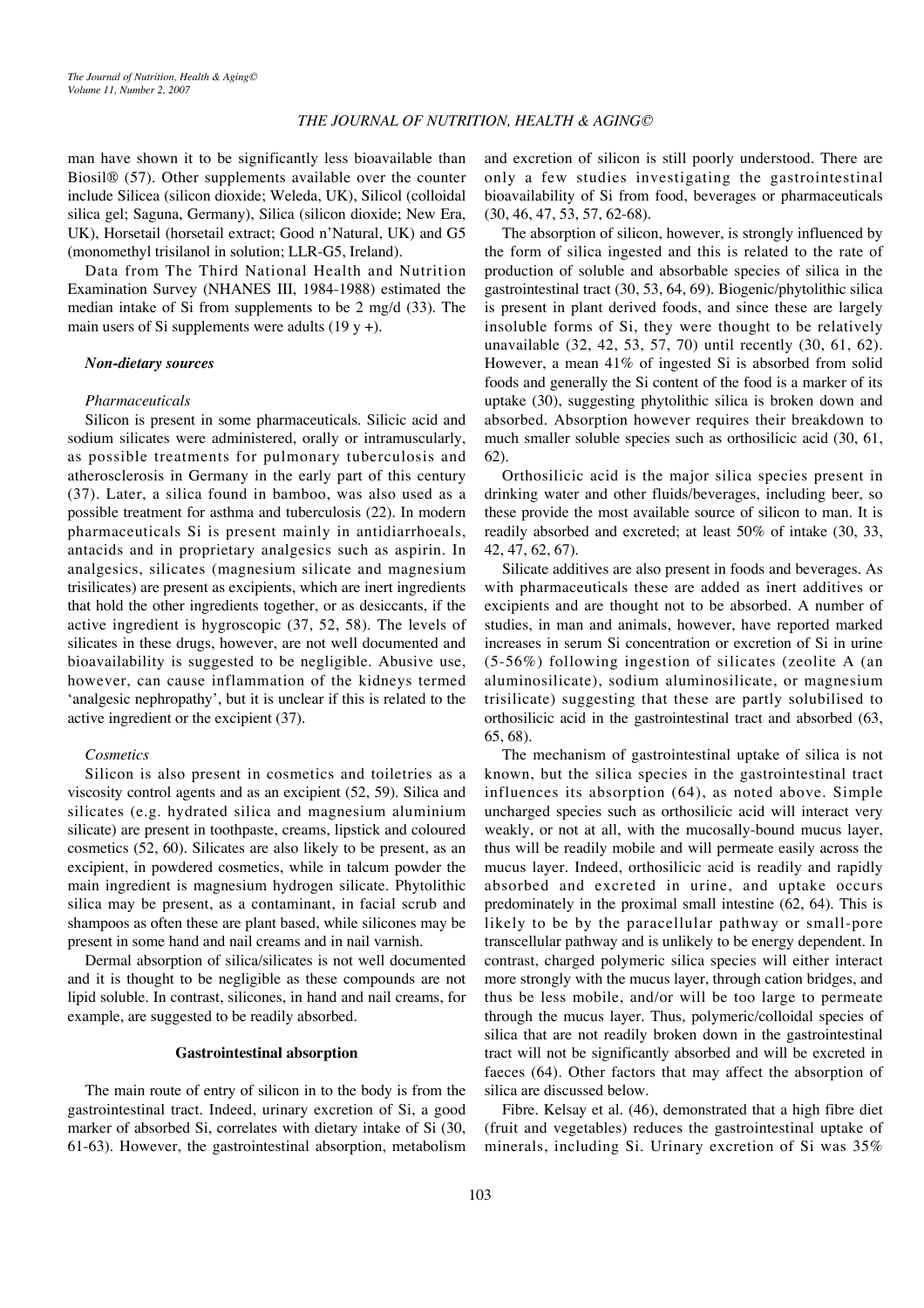man have shown it to be significantly less bioavailable than Biosil® (57). Other supplements available over the counter include Silicea (silicon dioxide; Weleda, UK), Silicol (colloidal silica gel; Saguna, Germany), Silica (silicon dioxide; New Era, UK), Horsetail (horsetail extract; Good n'Natural, UK) and G5 (monomethyl trisilanol in solution; LLR-G5, Ireland).

Data from The Third National Health and Nutrition Examination Survey (NHANES III, 1984-1988) estimated the median intake of Si from supplements to be 2 mg/d (33). The main users of Si supplements were adults (19 y +).

### *Non-dietary sources*

#### *Pharmaceuticals*

Silicon is present in some pharmaceuticals. Silicic acid and sodium silicates were administered, orally or intramuscularly, as possible treatments for pulmonary tuberculosis and atherosclerosis in Germany in the early part of this century (37). Later, a silica found in bamboo, was also used as a possible treatment for asthma and tuberculosis (22). In modern pharmaceuticals Si is present mainly in antidiarrhoeals, antacids and in proprietary analgesics such as aspirin. In analgesics, silicates (magnesium silicate and magnesium trisilicates) are present as excipients, which are inert ingredients that hold the other ingredients together, or as desiccants, if the active ingredient is hygroscopic (37, 52, 58). The levels of silicates in these drugs, however, are not well documented and bioavailability is suggested to be negligible. Abusive use, however, can cause inflammation of the kidneys termed 'analgesic nephropathy', but it is unclear if this is related to the active ingredient or the excipient (37).

#### *Cosmetics*

Silicon is also present in cosmetics and toiletries as a viscosity control agents and as an excipient (52, 59). Silica and silicates (e.g. hydrated silica and magnesium aluminium silicate) are present in toothpaste, creams, lipstick and coloured cosmetics (52, 60). Silicates are also likely to be present, as an excipient, in powdered cosmetics, while in talcum powder the main ingredient is magnesium hydrogen silicate. Phytolithic silica may be present, as a contaminant, in facial scrub and shampoos as often these are plant based, while silicones may be present in some hand and nail creams and in nail varnish.

Dermal absorption of silica/silicates is not well documented and it is thought to be negligible as these compounds are not lipid soluble. In contrast, silicones, in hand and nail creams, for example, are suggested to be readily absorbed.

## Gastrointestinal absorption

The main route of entry of silicon in to the body is from the gastrointestinal tract. Indeed, urinary excretion of Si, a good marker of absorbed Si, correlates with dietary intake of Si (30, 61-63). However, the gastrointestinal absorption, metabolism and excretion of silicon is still poorly understood. There are only a few studies investigating the gastrointestinal bioavailability of Si from food, beverages or pharmaceuticals (30, 46, 47, 53, 57, 62-68).

The absorption of silicon, however, is strongly influenced by the form of silica ingested and this is related to the rate of production of soluble and absorbable species of silica in the gastrointestinal tract (30, 53, 64, 69). Biogenic/phytolithic silica is present in plant derived foods, and since these are largely insoluble forms of Si, they were thought to be relatively unavailable (32, 42, 53, 57, 70) until recently (30, 61, 62). However, a mean 41% of ingested Si is absorbed from solid foods and generally the Si content of the food is a marker of its uptake (30), suggesting phytolithic silica is broken down and absorbed. Absorption however requires their breakdown to much smaller soluble species such as orthosilicic acid (30, 61, 62).

Orthosilicic acid is the major silica species present in drinking water and other fluids/beverages, including beer, so these provide the most available source of silicon to man. It is readily absorbed and excreted; at least 50% of intake (30, 33, 42, 47, 62, 67).

Silicate additives are also present in foods and beverages. As with pharmaceuticals these are added as inert additives or excipients and are thought not to be absorbed. A number of studies, in man and animals, however, have reported marked increases in serum Si concentration or excretion of Si in urine (5-56%) following ingestion of silicates (zeolite A (an aluminosilicate), sodium aluminosilicate, or magnesium trisilicate) suggesting that these are partly solubilised to orthosilicic acid in the gastrointestinal tract and absorbed (63, 65, 68).

The mechanism of gastrointestinal uptake of silica is not known, but the silica species in the gastrointestinal tract influences its absorption (64), as noted above. Simple uncharged species such as orthosilicic acid will interact very weakly, or not at all, with the mucosally-bound mucus layer, thus will be readily mobile and will permeate easily across the mucus layer. Indeed, orthosilicic acid is readily and rapidly absorbed and excreted in urine, and uptake occurs predominately in the proximal small intestine (62, 64). This is likely to be by the paracellular pathway or small-pore transcellular pathway and is unlikely to be energy dependent. In contrast, charged polymeric silica species will either interact more strongly with the mucus layer, through cation bridges, and thus be less mobile, and/or will be too large to permeate through the mucus layer. Thus, polymeric/colloidal species of silica that are not readily broken down in the gastrointestinal tract will not be significantly absorbed and will be excreted in faeces (64). Other factors that may affect the absorption of silica are discussed below.

Fibre. Kelsay et al. (46), demonstrated that a high fibre diet (fruit and vegetables) reduces the gastrointestinal uptake of minerals, including Si. Urinary excretion of Si was 35%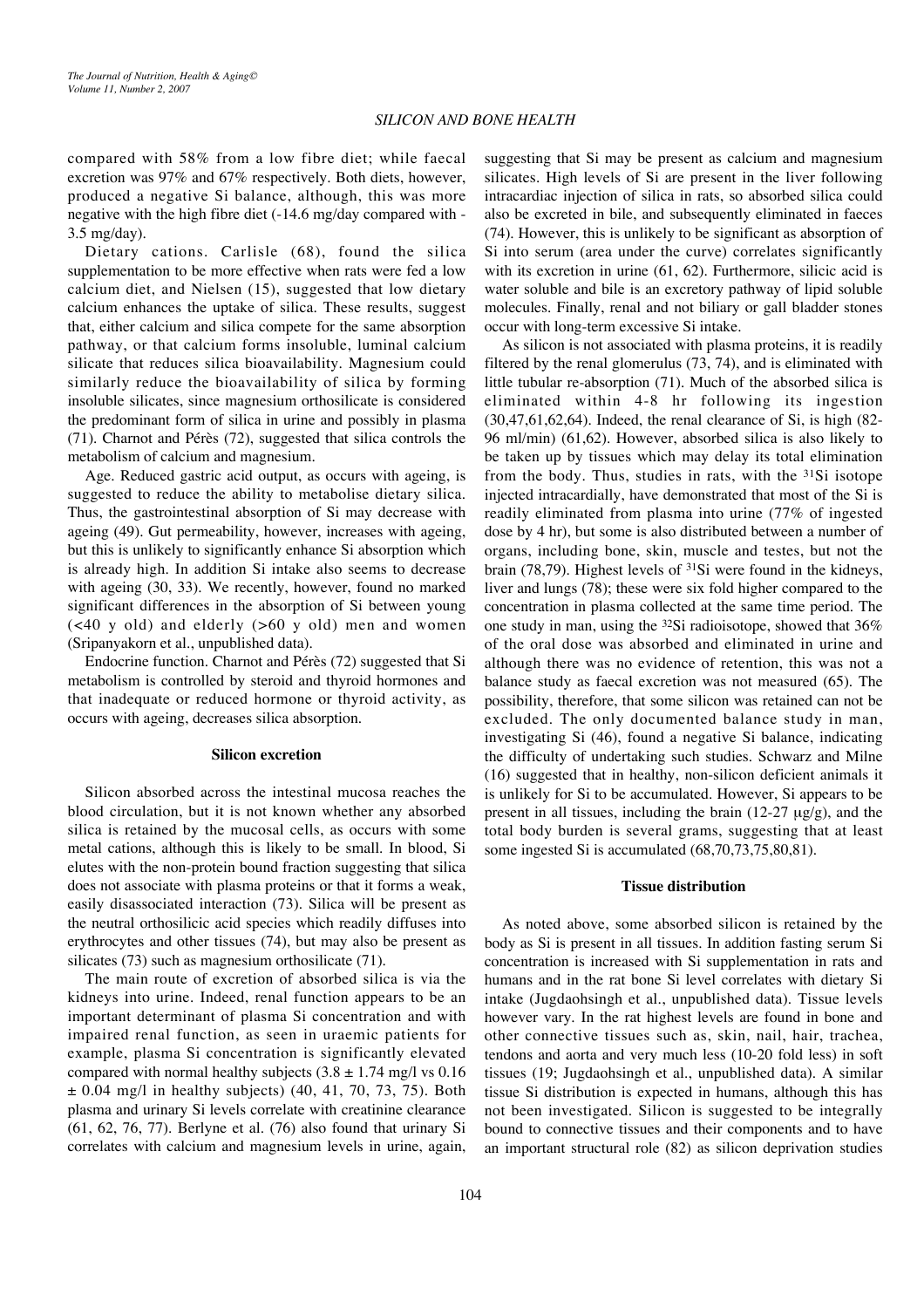compared with 58% from a low fibre diet; while faecal excretion was 97% and 67% respectively. Both diets, however, produced a negative Si balance, although, this was more negative with the high fibre diet (-14.6 mg/day compared with -3.5 mg/day).

Dietary cations. Carlisle (68), found the silica supplementation to be more effective when rats were fed a low calcium diet, and Nielsen (15), suggested that low dietary calcium enhances the uptake of silica. These results, suggest that, either calcium and silica compete for the same absorption pathway, or that calcium forms insoluble, luminal calcium silicate that reduces silica bioavailability. Magnesium could similarly reduce the bioavailability of silica by forming insoluble silicates, since magnesium orthosilicate is considered the predominant form of silica in urine and possibly in plasma (71). Charnot and Pérès (72), suggested that silica controls the metabolism of calcium and magnesium.

Age. Reduced gastric acid output, as occurs with ageing, is suggested to reduce the ability to metabolise dietary silica. Thus, the gastrointestinal absorption of Si may decrease with ageing (49). Gut permeability, however, increases with ageing, but this is unlikely to significantly enhance Si absorption which is already high. In addition Si intake also seems to decrease with ageing (30, 33). We recently, however, found no marked significant differences in the absorption of Si between young (<40 y old) and elderly (>60 y old) men and women (Sripanyakorn et al., unpublished data).

Endocrine function. Charnot and Pérès (72) suggested that Si metabolism is controlled by steroid and thyroid hormones and that inadequate or reduced hormone or thyroid activity, as occurs with ageing, decreases silica absorption.

## Silicon excretion

Silicon absorbed across the intestinal mucosa reaches the blood circulation, but it is not known whether any absorbed silica is retained by the mucosal cells, as occurs with some metal cations, although this is likely to be small. In blood, Si elutes with the non-protein bound fraction suggesting that silica does not associate with plasma proteins or that it forms a weak, easily disassociated interaction (73). Silica will be present as the neutral orthosilicic acid species which readily diffuses into erythrocytes and other tissues (74), but may also be present as silicates (73) such as magnesium orthosilicate (71).

The main route of excretion of absorbed silica is via the kidneys into urine. Indeed, renal function appears to be an important determinant of plasma Si concentration and with impaired renal function, as seen in uraemic patients for example, plasma Si concentration is significantly elevated compared with normal healthy subjects ($3.8 \pm 1.74$ mg/l vs $0.16 \pm 0.04$ mg/l in healthy subjects) (40, 41, 70, 73, 75). Both plasma and urinary Si levels correlate with creatinine clearance (61, 62, 76, 77). Berlyne et al. (76) also found that urinary Si correlates with calcium and magnesium levels in urine, again, suggesting that Si may be present as calcium and magnesium silicates. High levels of Si are present in the liver following intracardiac injection of silica in rats, so absorbed silica could also be excreted in bile, and subsequently eliminated in faeces (74). However, this is unlikely to be significant as absorption of Si into serum (area under the curve) correlates significantly with its excretion in urine (61, 62). Furthermore, silicic acid is water soluble and bile is an excretory pathway of lipid soluble molecules. Finally, renal and not biliary or gall bladder stones occur with long-term excessive Si intake.

As silicon is not associated with plasma proteins, it is readily filtered by the renal glomerulus (73, 74), and is eliminated with little tubular re-absorption (71). Much of the absorbed silica is eliminated within 4-8 hr following its ingestion (30,47,61,62,64). Indeed, the renal clearance of Si, is high (82-96 ml/min) (61,62). However, absorbed silica is also likely to be taken up by tissues which may delay its total elimination from the body. Thus, studies in rats, with the $^{31}$Si isotope injected intracardially, have demonstrated that most of the Si is readily eliminated from plasma into urine (77% of ingested dose by 4 hr), but some is also distributed between a number of organs, including bone, skin, muscle and testes, but not the brain (78,79). Highest levels of $^{31}$Si were found in the kidneys, liver and lungs (78); these were six fold higher compared to the concentration in plasma collected at the same time period. The one study in man, using the $^{32}$Si radioisotope, showed that 36% of the oral dose was absorbed and eliminated in urine and although there was no evidence of retention, this was not a balance study as faecal excretion was not measured (65). The possibility, therefore, that some silicon was retained can not be excluded. The only documented balance study in man, investigating Si (46), found a negative Si balance, indicating the difficulty of undertaking such studies. Schwarz and Milne (16) suggested that in healthy, non-silicon deficient animals it is unlikely for Si to be accumulated. However, Si appears to be present in all tissues, including the brain (12-27 μg/g), and the total body burden is several grams, suggesting that at least some ingested Si is accumulated (68,70,73,75,80,81).

## Tissue distribution

As noted above, some absorbed silicon is retained by the body as Si is present in all tissues. In addition fasting serum Si concentration is increased with Si supplementation in rats and humans and in the rat bone Si level correlates with dietary Si intake (Jugdaohsingh et al., unpublished data). Tissue levels however vary. In the rat highest levels are found in bone and other connective tissues such as, skin, nail, hair, trachea, tendons and aorta and very much less (10-20 fold less) in soft tissues (19; Jugdaohsingh et al., unpublished data). A similar tissue Si distribution is expected in humans, although this has not been investigated. Silicon is suggested to be integrally bound to connective tissues and their components and to have an important structural role (82) as silicon deprivation studies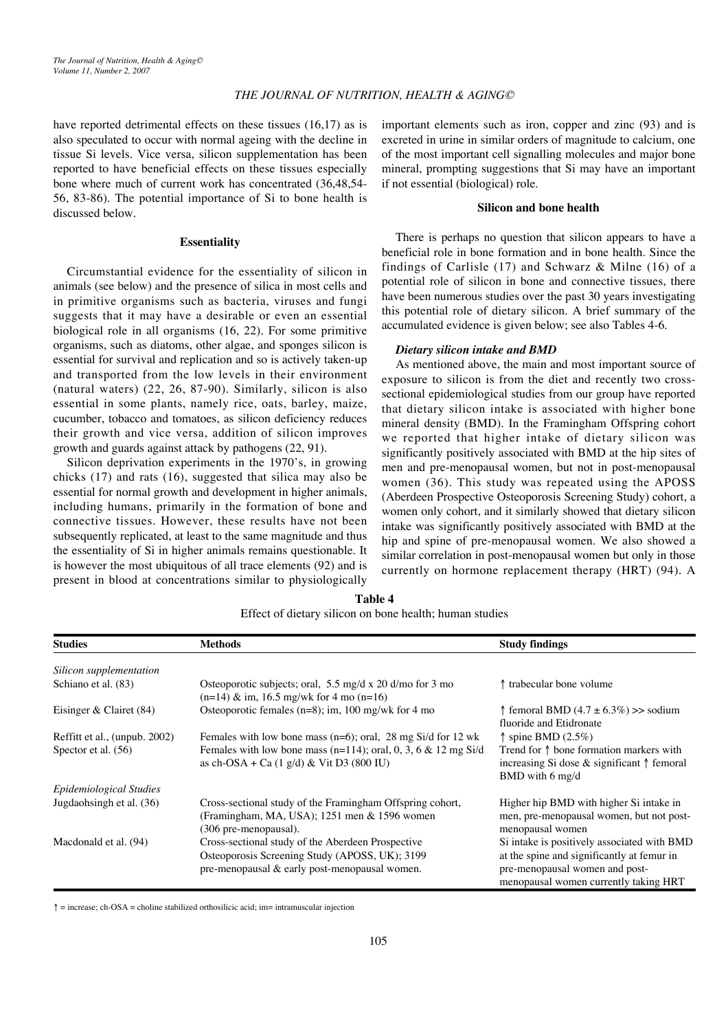have reported detrimental effects on these tissues (16,17) as is also speculated to occur with normal ageing with the decline in tissue Si levels. Vice versa, silicon supplementation has been reported to have beneficial effects on these tissues especially bone where much of current work has concentrated (36,48,54-56, 83-86). The potential importance of Si to bone health is discussed below.

## Essentiality

Circumstantial evidence for the essentiality of silicon in animals (see below) and the presence of silica in most cells and in primitive organisms such as bacteria, viruses and fungi suggests that it may have a desirable or even an essential biological role in all organisms (16, 22). For some primitive organisms, such as diatoms, other algae, and sponges silicon is essential for survival and replication and so is actively taken-up and transported from the low levels in their environment (natural waters) (22, 26, 87-90). Similarly, silicon is also essential in some plants, namely rice, oats, barley, maize, cucumber, tobacco and tomatoes, as silicon deficiency reduces their growth and vice versa, addition of silicon improves growth and guards against attack by pathogens (22, 91).

Silicon deprivation experiments in the 1970's, in growing chicks (17) and rats (16), suggested that silica may also be essential for normal growth and development in higher animals, including humans, primarily in the formation of bone and connective tissues. However, these results have not been subsequently replicated, at least to the same magnitude and thus the essentiality of Si in higher animals remains questionable. It is however the most ubiquitous of all trace elements (92) and is present in blood at concentrations similar to physiologically important elements such as iron, copper and zinc (93) and is excreted in urine in similar orders of magnitude to calcium, one of the most important cell signalling molecules and major bone mineral, prompting suggestions that Si may have an important if not essential (biological) role.

## Silicon and bone health

There is perhaps no question that silicon appears to have a beneficial role in bone formation and in bone health. Since the findings of Carlisle (17) and Schwarz & Milne (16) of a potential role of silicon in bone and connective tissues, there have been numerous studies over the past 30 years investigating this potential role of dietary silicon. A brief summary of the accumulated evidence is given below; see also Tables 4-6.

### *Dietary silicon intake and BMD*

As mentioned above, the main and most important source of exposure to silicon is from the diet and recently two cross-sectional epidemiological studies from our group have reported that dietary silicon intake is associated with higher bone mineral density (BMD). In the Framingham Offspring cohort we reported that higher intake of dietary silicon was significantly positively associated with BMD at the hip sites of men and pre-menopausal women, but not in post-menopausal women (36). This study was repeated using the APOSS (Aberdeen Prospective Osteoporosis Screening Study) cohort, a women only cohort, and it similarly showed that dietary silicon intake was significantly positively associated with BMD at the hip and spine of pre-menopausal women. We also showed a similar correlation in post-menopausal women but only in those currently on hormone replacement therapy (HRT) (94). A

**Table 4**
Effect of dietary silicon on bone health; human studies

| Studies | Methods | Study findings |
|---|---|---|
| *Silicon supplementation* | | |
| Schiano et al. (83) | Osteoporotic subjects; oral, 5.5 mg/d x 20 d/mo for 3 mo (n=14) & im, 16.5 mg/wk for 4 mo (n=16) | ↑ trabecular bone volume |
| Eisinger & Clairet (84) | Osteoporotic females (n=8); im, 100 mg/wk for 4 mo | ↑ femoral BMD (4.7 ± 6.3%) >> sodium fluoride and Etidronate |
| Reffitt et al., (unpub. 2002) | Females with low bone mass (n=6); oral, 28 mg Si/d for 12 wk | ↑ spine BMD (2.5%) |
| Spector et al. (56) | Females with low bone mass (n=114); oral, 0, 3, 6 & 12 mg Si/d as ch-OSA + Ca (1 g/d) & Vit D3 (800 IU) | Trend for ↑ bone formation markers with increasing Si dose & significant ↑ femoral BMD with 6 mg/d |
| *Epidemiological Studies* | | |
| Jugdaohsingh et al. (36) | Cross-sectional study of the Framingham Offspring cohort, (Framingham, MA, USA); 1251 men & 1596 women (306 pre-menopausal). | Higher hip BMD with higher Si intake in men, pre-menopausal women, but not post-menopausal women |
| Macdonald et al. (94) | Cross-sectional study of the Aberdeen Prospective Osteoporosis Screening Study (APOSS, UK); 3199 pre-menopausal & early post-menopausal women. | Si intake is positively associated with BMD at the spine and significantly at femur in pre-menopausal women and post-menopausal women currently taking HRT |

↑ = increase; ch-OSA = choline stabilized orthosilicic acid; im= intramuscular injection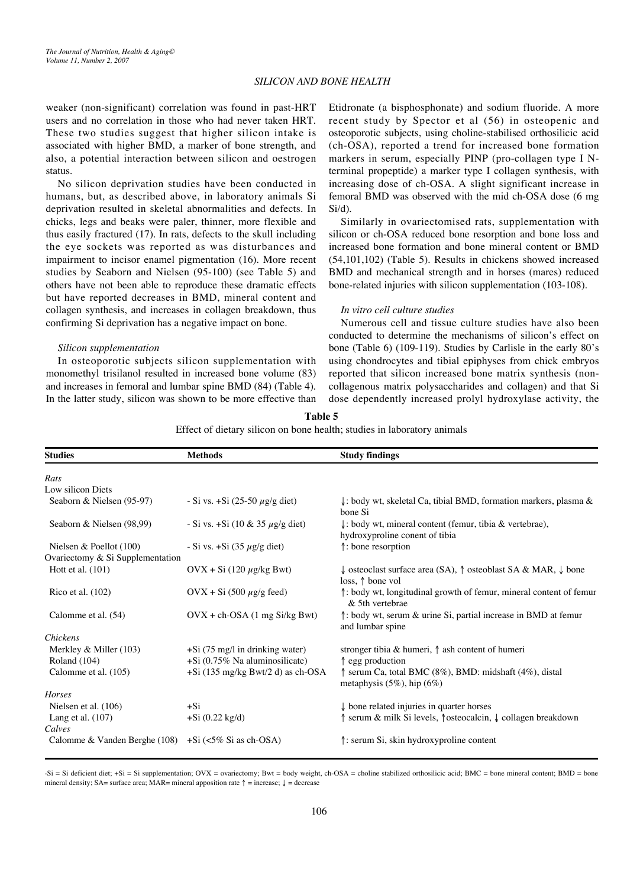weaker (non-significant) correlation was found in past-HRT users and no correlation in those who had never taken HRT. These two studies suggest that higher silicon intake is associated with higher BMD, a marker of bone strength, and also, a potential interaction between silicon and oestrogen status.

No silicon deprivation studies have been conducted in humans, but, as described above, in laboratory animals Si deprivation resulted in skeletal abnormalities and defects. In chicks, legs and beaks were paler, thinner, more flexible and thus easily fractured (17). In rats, defects to the skull including the eye sockets was reported as was disturbances and impairment to incisor enamel pigmentation (16). More recent studies by Seaborn and Nielsen (95-100) (see Table 5) and others have not been able to reproduce these dramatic effects but have reported decreases in BMD, mineral content and collagen synthesis, and increases in collagen breakdown, thus confirming Si deprivation has a negative impact on bone.

*Silicon supplementation*

In osteoporotic subjects silicon supplementation with monomethyl trisilanol resulted in increased bone volume (83) and increases in femoral and lumbar spine BMD (84) (Table 4). In the latter study, silicon was shown to be more effective than Etidronate (a bisphosphonate) and sodium fluoride. A more recent study by Spector et al (56) in osteopenic and osteoporotic subjects, using choline-stabilised orthosilicic acid (ch-OSA), reported a trend for increased bone formation markers in serum, especially PINP (pro-collagen type I N-terminal propeptide) a marker type I collagen synthesis, with increasing dose of ch-OSA. A slight significant increase in femoral BMD was observed with the mid ch-OSA dose (6 mg Si/d).

Similarly in ovariectomised rats, supplementation with silicon or ch-OSA reduced bone resorption and bone loss and increased bone formation and bone mineral content or BMD (54,101,102) (Table 5). Results in chickens showed increased BMD and mechanical strength and in horses (mares) reduced bone-related injuries with silicon supplementation (103-108).

*In vitro cell culture studies*

Numerous cell and tissue culture studies have also been conducted to determine the mechanisms of silicon's effect on bone (Table 6) (109-119). Studies by Carlisle in the early 80's using chondrocytes and tibial epiphyses from chick embryos reported that silicon increased bone matrix synthesis (non-collagenous matrix polysaccharides and collagen) and that Si dose dependently increased prolyl hydroxylase activity, the

**Table 5**
Effect of dietary silicon on bone health; studies in laboratory animals

| Studies | Methods | Study findings |
|---|---|---|
| *Rats* | | |
| Low silicon Diets | | |
| Seaborn & Nielsen (95-97) | - Si vs. +Si (25-50 μg/g diet) | ↓: body wt, skeletal Ca, tibial BMD, formation markers, plasma & bone Si |
| Seaborn & Nielsen (98,99) | - Si vs. +Si (10 & 35 μg/g diet) | ↓: body wt, mineral content (femur, tibia & vertebrae), hydroxyproline conent of tibia |
| Nielsen & Poellot (100) | - Si vs. +Si (35 μg/g diet) | ↑: bone resorption |
| Ovariectomy & Si Supplementation | | |
| Hott et al. (101) | OVX + Si (120 μg/kg Bwt) | ↓ osteoclast surface area (SA), ↑ osteoblast SA & MAR, ↓ bone loss, ↑ bone vol |
| Rico et al. (102) | OVX + Si (500 μg/g feed) | ↑: body wt, longitudinal growth of femur, mineral content of femur & 5th vertebrae |
| Calomme et al. (54) | OVX + ch-OSA (1 mg Si/kg Bwt) | ↑: body wt, serum & urine Si, partial increase in BMD at femur and lumbar spine |
| *Chickens* | | |
| Merkley & Miller (103) | +Si (75 mg/l in drinking water) | stronger tibia & humeri, ↑ ash content of humeri |
| Roland (104) | +Si (0.75% Na aluminosilicate) | ↑ egg production |
| Calomme et al. (105) | +Si (135 mg/kg Bwt/2 d) as ch-OSA | ↑ serum Ca, total BMC (8%), BMD: midshaft (4%), distal metaphysis (5%), hip (6%) |
| *Horses* | | |
| Nielsen et al. (106) | +Si | ↓ bone related injuries in quarter horses |
| Lang et al. (107) | +Si (0.22 kg/d) | ↑ serum & milk Si levels, ↑osteocalcin, ↓ collagen breakdown |
| *Calves* | | |
| Calomme & Vanden Berghe (108) | +Si (<5% Si as ch-OSA) | ↑: serum Si, skin hydroxyproline content |

-Si = Si deficient diet; +Si = Si supplementation; OVX = ovariectomy; Bwt = body weight, ch-OSA = choline stabilized orthosilicic acid; BMC = bone mineral content; BMD = bone mineral density; SA= surface area; MAR= mineral apposition rate ↑ = increase; ↓ = decrease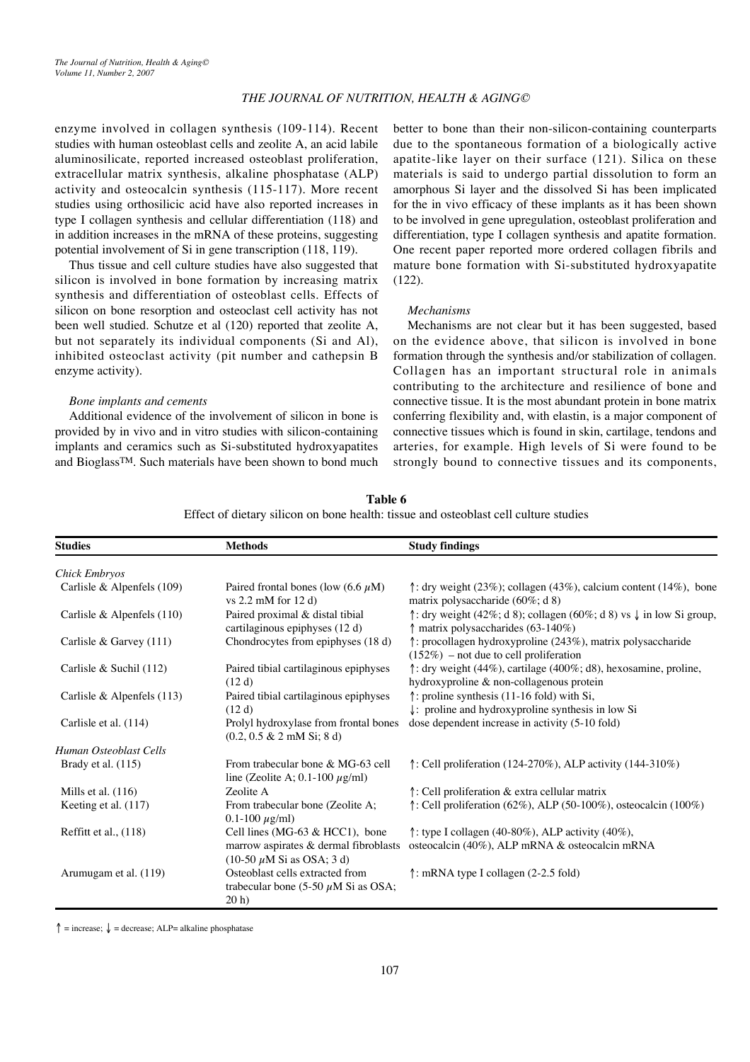enzyme involved in collagen synthesis (109-114). Recent studies with human osteoblast cells and zeolite A, an acid labile aluminosilicate, reported increased osteoblast proliferation, extracellular matrix synthesis, alkaline phosphatase (ALP) activity and osteocalcin synthesis (115-117). More recent studies using orthosilicic acid have also reported increases in type I collagen synthesis and cellular differentiation (118) and in addition increases in the mRNA of these proteins, suggesting potential involvement of Si in gene transcription (118, 119).

Thus tissue and cell culture studies have also suggested that silicon is involved in bone formation by increasing matrix synthesis and differentiation of osteoblast cells. Effects of silicon on bone resorption and osteoclast cell activity has not been well studied. Schutze et al (120) reported that zeolite A, but not separately its individual components (Si and Al), inhibited osteoclast activity (pit number and cathepsin B enzyme activity).

*Bone implants and cements*

Additional evidence of the involvement of silicon in bone is provided by in vivo and in vitro studies with silicon-containing implants and ceramics such as Si-substituted hydroxyapatites and Bioglass™. Such materials have been shown to bond much better to bone than their non-silicon-containing counterparts due to the spontaneous formation of a biologically active apatite-like layer on their surface (121). Silica on these materials is said to undergo partial dissolution to form an amorphous Si layer and the dissolved Si has been implicated for the in vivo efficacy of these implants as it has been shown to be involved in gene upregulation, osteoblast proliferation and differentiation, type I collagen synthesis and apatite formation. One recent paper reported more ordered collagen fibrils and mature bone formation with Si-substituted hydroxyapatite (122).

*Mechanisms*

Mechanisms are not clear but it has been suggested, based on the evidence above, that silicon is involved in bone formation through the synthesis and/or stabilization of collagen. Collagen has an important structural role in animals contributing to the architecture and resilience of bone and connective tissue. It is the most abundant protein in bone matrix conferring flexibility and, with elastin, is a major component of connective tissues which is found in skin, cartilage, tendons and arteries, for example. High levels of Si were found to be strongly bound to connective tissues and its components,

**Table 6**
Effect of dietary silicon on bone health: tissue and osteoblast cell culture studies

| Studies | Methods | Study findings |
|---|---|---|
| *Chick Embryos* | | |
| Carlisle & Alpenfels (109) | Paired frontal bones (low (6.6 μM) vs 2.2 mM for 12 d) | ↑: dry weight (23%); collagen (43%), calcium content (14%), bone matrix polysaccharide (60%; d 8) |
| Carlisle & Alpenfels (110) | Paired proximal & distal tibial cartilaginous epiphyses (12 d) | ↑: dry weight (42%; d 8); collagen (60%; d 8) vs ↓ in low Si group, ↑ matrix polysaccharides (63-140%) |
| Carlisle & Garvey (111) | Chondrocytes from epiphyses (18 d) | ↑: procollagen hydroxyproline (243%), matrix polysaccharide (152%) – not due to cell proliferation |
| Carlisle & Suchil (112) | Paired tibial cartilaginous epiphyses (12 d) | ↑: dry weight (44%), cartilage (400%; d8), hexosamine, proline, hydroxyproline & non-collagenous protein |
| Carlisle & Alpenfels (113) | Paired tibial cartilaginous epiphyses (12 d) | ↑: proline synthesis (11-16 fold) with Si, ↓: proline and hydroxyproline synthesis in low Si |
| Carlisle et al. (114) | Prolyl hydroxylase from frontal bones (0.2, 0.5 & 2 mM Si; 8 d) | dose dependent increase in activity (5-10 fold) |
| *Human Osteoblast Cells* | | |
| Brady et al. (115) | From trabecular bone & MG-63 cell line (Zeolite A; 0.1-100 μg/ml) | ↑: Cell proliferation (124-270%), ALP activity (144-310%) |
| Mills et al. (116) | Zeolite A | ↑: Cell proliferation & extra cellular matrix |
| Keeting et al. (117) | From trabecular bone (Zeolite A; 0.1-100 μg/ml) | ↑: Cell proliferation (62%), ALP (50-100%), osteocalcin (100%) |
| Reffitt et al., (118) | Cell lines (MG-63 & HCC1), bone marrow aspirates & dermal fibroblasts (10-50 μM Si as OSA; 3 d) | ↑: type I collagen (40-80%), ALP activity (40%), osteocalcin (40%), ALP mRNA & osteocalcin mRNA |
| Arumugam et al. (119) | Osteoblast cells extracted from trabecular bone (5-50 μM Si as OSA; 20 h) | ↑: mRNA type I collagen (2-2.5 fold) |

↑ = increase; ↓ = decrease; ALP= alkaline phosphatase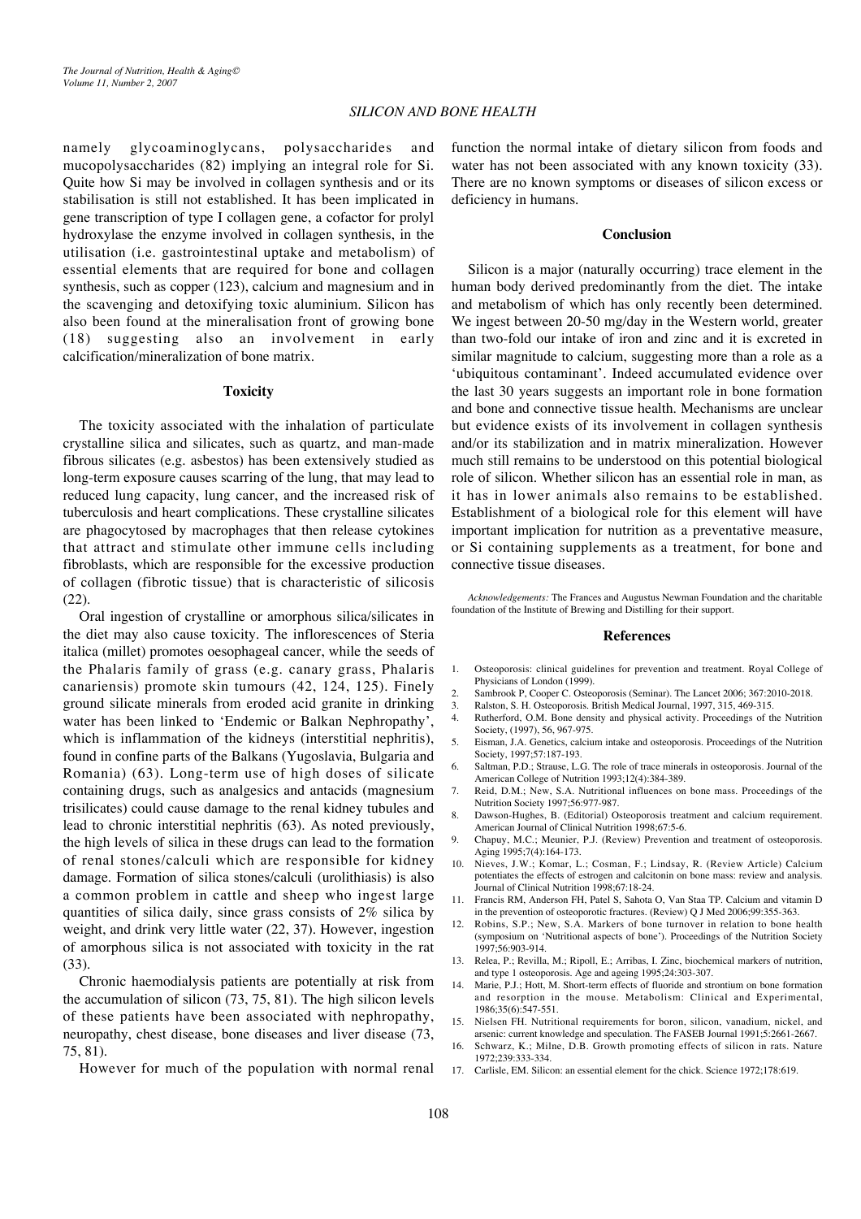namely glycoaminoglycans, polysaccharides and mucopolysaccharides (82) implying an integral role for Si. Quite how Si may be involved in collagen synthesis and or its stabilisation is still not established. It has been implicated in gene transcription of type I collagen gene, a cofactor for prolyl hydroxylase the enzyme involved in collagen synthesis, in the utilisation (i.e. gastrointestinal uptake and metabolism) of essential elements that are required for bone and collagen synthesis, such as copper (123), calcium and magnesium and in the scavenging and detoxifying toxic aluminium. Silicon has also been found at the mineralisation front of growing bone (18) suggesting also an involvement in early calcification/mineralization of bone matrix.

## Toxicity

The toxicity associated with the inhalation of particulate crystalline silica and silicates, such as quartz, and man-made fibrous silicates (e.g. asbestos) has been extensively studied as long-term exposure causes scarring of the lung, that may lead to reduced lung capacity, lung cancer, and the increased risk of tuberculosis and heart complications. These crystalline silicates are phagocytosed by macrophages that then release cytokines that attract and stimulate other immune cells including fibroblasts, which are responsible for the excessive production of collagen (fibrotic tissue) that is characteristic of silicosis (22).

Oral ingestion of crystalline or amorphous silica/silicates in the diet may also cause toxicity. The inflorescences of Steria italica (millet) promotes oesophageal cancer, while the seeds of the Phalaris family of grass (e.g. canary grass, Phalaris canariensis) promote skin tumours (42, 124, 125). Finely ground silicate minerals from eroded acid granite in drinking water has been linked to 'Endemic or Balkan Nephropathy', which is inflammation of the kidneys (interstitial nephritis), found in confine parts of the Balkans (Yugoslavia, Bulgaria and Romania) (63). Long-term use of high doses of silicate containing drugs, such as analgesics and antacids (magnesium trisilicates) could cause damage to the renal kidney tubules and lead to chronic interstitial nephritis (63). As noted previously, the high levels of silica in these drugs can lead to the formation of renal stones/calculi which are responsible for kidney damage. Formation of silica stones/calculi (urolithiasis) is also a common problem in cattle and sheep who ingest large quantities of silica daily, since grass consists of 2% silica by weight, and drink very little water (22, 37). However, ingestion of amorphous silica is not associated with toxicity in the rat (33).

Chronic haemodialysis patients are potentially at risk from the accumulation of silicon (73, 75, 81). The high silicon levels of these patients have been associated with nephropathy, neuropathy, chest disease, bone diseases and liver disease (73, 75, 81).

However for much of the population with normal renal function the normal intake of dietary silicon from foods and water has not been associated with any known toxicity (33). There are no known symptoms or diseases of silicon excess or deficiency in humans.

## Conclusion

Silicon is a major (naturally occurring) trace element in the human body derived predominantly from the diet. The intake and metabolism of which has only recently been determined. We ingest between 20-50 mg/day in the Western world, greater than two-fold our intake of iron and zinc and it is excreted in similar magnitude to calcium, suggesting more than a role as a 'ubiquitous contaminant'. Indeed accumulated evidence over the last 30 years suggests an important role in bone formation and bone and connective tissue health. Mechanisms are unclear but evidence exists of its involvement in collagen synthesis and/or its stabilization and in matrix mineralization. However much still remains to be understood on this potential biological role of silicon. Whether silicon has an essential role in man, as it has in lower animals also remains to be established. Establishment of a biological role for this element will have important implication for nutrition as a preventative measure, or Si containing supplements as a treatment, for bone and connective tissue diseases.

*Acknowledgements:* The Frances and Augustus Newman Foundation and the charitable foundation of the Institute of Brewing and Distilling for their support.

## References

1. Osteoporosis: clinical guidelines for prevention and treatment. Royal College of Physicians of London (1999).
2. Sambrook P, Cooper C. Osteoporosis (Seminar). The Lancet 2006; 367:2010-2018.
3. Ralston, S. H. Osteoporosis. British Medical Journal, 1997, 315, 469-315.
4. Rutherford, O.M. Bone density and physical activity. Proceedings of the Nutrition Society, (1997), 56, 967-975.
5. Eisman, J.A. Genetics, calcium intake and osteoporosis. Proceedings of the Nutrition Society, 1997;57:187-193.
6. Saltman, P.D.; Strause, L.G. The role of trace minerals in osteoporosis. Journal of the American College of Nutrition 1993;12(4):384-389.
7. Reid, D.M.; New, S.A. Nutritional influences on bone mass. Proceedings of the Nutrition Society 1997;56:977-987.
8. Dawson-Hughes, B. (Editorial) Osteoporosis treatment and calcium requirement. American Journal of Clinical Nutrition 1998;67:5-6.
9. Chapuy, M.C.; Meunier, P.J. (Review) Prevention and treatment of osteoporosis. Aging 1995;7(4):164-173.
10. Nieves, J.W.; Komar, L.; Cosman, F.; Lindsay, R. (Review Article) Calcium potentiates the effects of estrogen and calcitonin on bone mass: review and analysis. Journal of Clinical Nutrition 1998;67:18-24.
11. Francis RM, Anderson FH, Patel S, Sahota O, Van Staa TP. Calcium and vitamin D in the prevention of osteoporotic fractures. (Review) Q J Med 2006;99:355-363.
12. Robins, S.P.; New, S.A. Markers of bone turnover in relation to bone health (symposium on 'Nutritional aspects of bone'). Proceedings of the Nutrition Society 1997;56:903-914.
13. Relea, P.; Revilla, M.; Ripoll, E.; Arribas, I. Zinc, biochemical markers of nutrition, and type 1 osteoporosis. Age and ageing 1995;24:303-307.
14. Marie, P.J.; Hott, M. Short-term effects of fluoride and strontium on bone formation and resorption in the mouse. Metabolism: Clinical and Experimental, 1986;35(6):547-551.
15. Nielsen FH. Nutritional requirements for boron, silicon, vanadium, nickel, and arsenic: current knowledge and speculation. The FASEB Journal 1991;5:2661-2667.
16. Schwarz, K.; Milne, D.B. Growth promoting effects of silicon in rats. Nature 1972;239:333-334.
17. Carlisle, EM. Silicon: an essential element for the chick. Science 1972;178:619.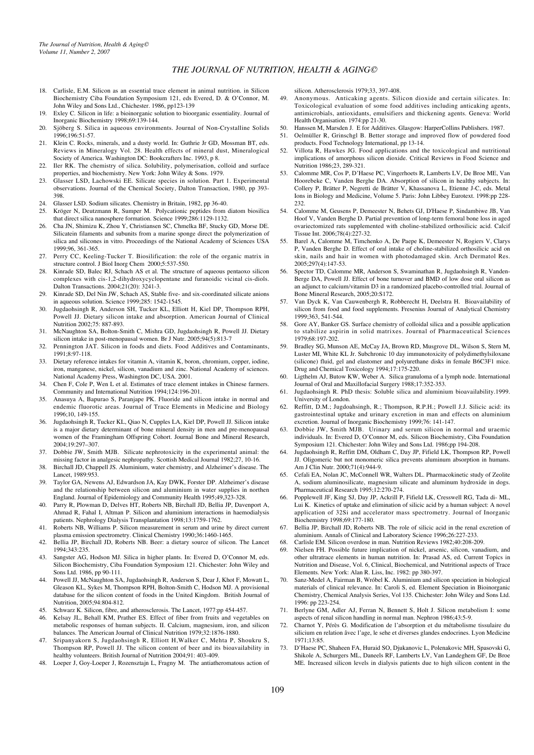18. Carlisle, E.M. Silicon as an essential trace element in animal nutrition. in Silicon Biochemistry Ciba Foundation Symposium 121, eds Evered, D. & O'Connor, M. John Wiley and Sons Ltd., Chichester. 1986, pp123-139
19. Exley C. Silicon in life: a bioinorganic solution to bioorganic essentiality. Journal of Inorganic Biochemistry 1998;69:139-144.
20. Sjöberg S. Silica in aqueous environments. Journal of Non-Crystalline Solids 1996;196:51-57.
21. Klein C. Rocks, minerals, and a dusty world. In: Guthrie Jr GD, Mossman BT, eds. Reviews in Mineralogy Vol. 28. Health effects of mineral dust, Mineralogical Society of America. Washington DC: Bookcrafters Inc. 1993, p 8.
22. Iler RK. The chemistry of silica. Solubility, polymerisation, colloid and surface properties, and biochemistry. New York: John Wiley & Sons. 1979.
23. Glasser LSD, Lachowski EE. Silicate species in solution. Part 1. Experimental observations. Journal of the Chemical Society, Dalton Transaction, 1980, pp 393-398.
24. Glasser LSD. Sodium silicates. Chemistry in Britain, 1982, pp 36-40.
25. Kröger N, Deutzmann R, Sumper M. Polycationic peptides from diatom biosilica that direct silica nanosphere formation. Science 1999;286:1129-1132.
26. Cha JN, Shimizu K, Zhou Y, Christiansen SC, Chmelka BF, Stucky GD, Morse DE. Silicatein filaments and subunits from a marine sponge direct the polymerization of silica and silicones in vitro. Proceedings of the National Academy of Sciences USA 1999;96, 361-365.
27. Perry CC, Keeling-Tucker T. Biosilification: the role of the organic matrix in structure control. J Biol Inorg Chem 2000;5:537-550.
28. Kinrade SD, Balec RJ, Schach AS et al. The structure of aqueous pentaoxo silicon complexes with cis-1,2-dihydroxycyclopentane and furanoidic vicinal cis-diols. Dalton Transactions. 2004;21(20): 3241-3.
29. Kinrade SD, Del Nin JW, Schach AS, Stable five- and six-coordinated silicate anions in aqueous solution. Science 1999;285: 1542-1545.
30. Jugdaohsingh R, Anderson SH, Tucker KL, Elliott H, Kiel DP, Thompson RPH, Powell JJ. Dietary silicon intake and absorption. American Journal of Clinical Nutrition 2002;75: 887-893.
31. McNaughton SA, Bolton-Smith C, Mishra GD, Jugdaohsingh R, Powell JJ. Dietary silicon intake in post-menopausal women. Br J Nutr. 2005;94(5):813-7
32. Pennington JAT. Silicon in foods and diets. Food Additives and Contaminants, 1991;8:97-118.
33. Dietary reference intakes for vitamin A, vitamin K, boron, chromium, copper, iodine, iron, manganese, nickel, silicon, vanadium and zinc. National Academy of sciences. National Academy Press, Washington DC, USA. 2001.
34. Chen F, Cole P, Wen L et al. Estimates of trace element intakes in Chinese farmers. Community and International Nutrition 1994;124:196-201.
35. Anasuya A, Bapurao S, Paranjape PK. Fluoride and silicon intake in normal and endemic fluorotic areas. Journal of Trace Elements in Medicine and Biology 1996;10, 149-155.
36. Jugdaohsingh R, Tucker KL, Qiao N, Cupples LA, Kiel DP, Powell JJ. Silicon intake is a major dietary determinant of bone mineral density in men and pre-menopausal women of the Framingham Offspring Cohort. Journal Bone and Mineral Research, 2004;19:297–307.
37. Dobbie JW, Smith MJB. Silicate nephrotoxicity in the experimental animal: the missing factor in analgesic nephropathy. Scottish Medical Journal 1982;27, 10-16.
38. Birchall JD, Chappell JS. Aluminium, water chemistry, and Alzheimer's disease. The Lancet, 1989:953.
39. Taylor GA, Newens AJ, Edwardson JA, Kay DWK, Forster DP. Alzheimer's disease and the relationship between silicon and aluminium in water supplies in northen England. Journal of Epidemiology and Community Health 1995;49,323-328.
40. Parry R, Plowman D, Delves HT, Roberts NB, Birchall JD, Bellia JP, Davenport A, Ahmad R, Fahal I, Altman P. Silicon and aluminium interactions in haemodialysis patients. Nephrology Dialysis Transplantation 1998;13:1759-1762.
41. Roberts NB, Williams P. Silicon measurement in serum and urine by direct current plasma emission spectrometry. Clinical Chemistry 1990;36:1460-1465.
42. Bellia JP, Birchall JD, Roberts NB. Beer: a dietary source of silicon. The Lancet 1994;343:235.
43. Sangster AG, Hodson MJ. Silica in higher plants. In: Evered D, O'Connor M, eds. Silicon Biochemistry, Ciba Foundation Symposium 121. Chichester: John Wiley and Sons Ltd. 1986, pp 90-111.
44. Powell JJ, McNaughton SA, Jugdaohsingh R, Anderson S, Dear J, Khot F, Mowatt L, Gleason KL, Sykes M, Thompson RPH, Bolton-Smith C, Hodson MJ. A provisional database for the silicon content of foods in the United Kingdom. British Journal of Nutrition, 2005;94:804-812.
45. Schwarz K. Silicon, fibre, and atherosclerosis. The Lancet, 1977:pp 454-457.
46. Kelsay JL, Behall KM, Prather ES. Effect of fiber from fruits and vegetables on metabolic responses of human subjects. II. Calcium, magnesium, iron, and silicon balances. The American Journal of Clinical Nutrition 1979;32:1876-1880.
47. Sripanyakorn S, Jugdaohsingh R, Elliott H,Walker C, Mehta P, Shoukru S, Thompson RP, Powell JJ. The silicon content of beer and its bioavailability in healthy volunteers. British Journal of Nutrition 2004;91: 403-409.
48. Loeper J, Goy-Loeper J, Rozensztajn L, Fragny M. The antiatheromatous action of silicon. Atherosclerosis 1979;33, 397-408.
49. Anonymous. Anticaking agents. Silicon dioxide and certain silicates. In: Toxicological evaluation of some food additives including anticaking agents, antimicrobials, antioxidants, emulsifiers and thickening agents. Geneva: World Health Organisation. 1974:pp 21-30.
50. Hanssen M, Marsden J. E for Additives. Glasgow: HarperCollins Publishers. 1987.
51. Oelmüller R, Grinschgl B. Better storage and improved flow of powdered food products. Food Technology International, pp 13-14.
52. Villota R, Hawkes JG. Food applications and the toxicological and nutritional implications of amorphous silicon dioxide. Critical Reviews in Food Science and Nutrition 1986;23, 289-321.
53. Calomme MR, Cos P, D'Haese PC, Vingerhoets R, Lamberts LV, De Broe ME, Van Hoorebeke C, Vanden Berghe DA. Absorption of silicon in healthy subjects. In: Collery P, Brätter P, Negretti de Brätter V, Khassanova L, Etienne J-C, eds. Metal Ions in Biology and Medicine, Volume 5. Paris: John Libbey Eurotext. 1998:pp 228-232.
54. Calomme M, Geusens P, Demeester N, Behets GJ, D'Haese P, Sindambiwe JB, Van Hoof V, Vanden Berghe D. Partial prevention of long-term femoral bone loss in aged ovariectomized rats supplemented with choline-stabilized orthosilicic acid. Calcif Tissue Int. 2006;78(4):227-32.
55. Barel A, Calomme M, Timchenko A, De Paepe K, Demeester N, Rogiers V, Clarys P, Vanden Berghe D. Effect of oral intake of choline-stabilized orthosilicic acid on skin, nails and hair in women with photodamaged skin. Arch Dermatol Res. 2005;297(4):147-53.
56. Spector TD, Calomme MR, Anderson S, Swaminathan R, Jugdaohsingh R, Vanden-Berge DA, Powell JJ. Effect of bone turnover and BMD of low dose oral silicon as an adjunct to calcium/vitamin D3 in a randomized placebo-controlled trial. Journal of Bone Mineral Research, 2005;20:S172.
57. Van Dyck K, Van Cauwenbergh R, Robberecht H, Deelstra H. Bioavailability of silicon from food and food supplements. Fresenius Journal of Analytical Chemistry 1999;363, 541-544.
58. Gore AY, Banker GS. Surface chemistry of colloidal silica and a possible application to stabilize aspirin in solid matrixes. Journal of Pharmaceutical Sciences 1979;68:197-202.
59. Bradley SG, Munson AE, McCay JA, Brown RD, Musgrove DL, Wilson S, Stern M, Luster MI, White KL Jr. Subchronic 10 day immunotoxicity of polydimethylsiloxane (silicone) fluid, gel and elastomer and polyurethane disks in female B6C3F1 mice. Drug and Chemical Toxicology 1994;17:175-220.
60. Ligthelm AJ, Butow KW, Weber A. Silica granuloma of a lymph node. International Journal of Oral and Maxillofacial Surgery 1988;17:352-353.
61. Jugdaohsingh R. PhD thesis: Soluble silica and aluminium bioavailability.1999. University of London.
62. Reffitt, D.M.; Jugdoahsingh, R.; Thompson, R.P.H.; Powell J.J. Silicic acid: its gastrointestinal uptake and urinary excretion in man and effects on aluminium excretion. Journal of Inorganic Biochemistry 1999;76: 141-147.
63. Dobbie JW, Smith MJB. Urinary and serum silicon in normal and uraemic individuals. In: Evered D, O'Connor M, eds. Silicon Biochemistry, Ciba Foundation Symposium 121. Chichester: John Wiley and Sons Ltd. 1986;pp 194-208.
64. Jugdaohsingh R, Reffitt DM, Oldham C, Day JP, Fifield LK, Thompson RP, Powell JJ. Oligomeric but not monomeric silica prevents aluminum absorption in humans. Am J Clin Nutr. 2000;71(4):944-9.
65. Cefali EA, Nolan JC, McConnell WR, Walters DL. Pharmacokinetic study of Zeolite A, sodium aluminosilicate, magnesium silicate and aluminum hydroxide in dogs. Pharmaceutical Research 1995;12:270-274.
66. Popplewell JF, King SJ, Day JP, Ackrill P, Fifield LK, Cresswell RG, Tada di- ML, Lui K. Kinetics of uptake and elimination of silicic acid by a human subject: A novel application of 32Si and accelerator mass spectrometry. Journal of Inorganic Biochemistry 1998;69:177-180.
67. Bellia JP, Birchall JD, Roberts NB. The role of silicic acid in the renal excretion of aluminium. Annals of Clinical and Laboratory Science 1996;26:227-233.
68. Carlisle EM. Silicon overdose in man. Nutrition Reviews 1982;40:208-209.
69. Nielsen FH. Possible future implication of nickel, arsenic, silicon, vanadium, and other ultratrace elements in human nutrition. In: Prasad AS, ed. Current Topics in Nutrition and Disease, Vol. 6, Clinical, Biochemical, and Nutritional aspects of Trace Elements. New York: Alan R. Liss, Inc. 1982: pp 380-397.
70. Sanz-Medel A, Fairman B, Wróbel K. Aluminium and silicon speciation in biological materials of clinical relevance. In: Caroli S, ed. Element Speciation in Bioinorganic Chemistry, Chemical Analysis Series, Vol 135. Chichester: John Wiley and Sons Ltd. 1996: pp 223-254.
71. Berlyne GM, Adler AJ, Ferran N, Bennett S, Holt J. Silicon metabolism I: some aspects of renal silicon handling in normal man. Nephron 1986;43:5-9.
72. Charnot Y, Pérès G. Modification de l'absorption et du métabolisme tissulaire du silicium en relation âvec l'age, le sehe et diverses glandes endocrines. Lyon Medicine 1971;13:85.
73. D'Haese PC, Shaheen FA, Huraid SO, Djukanovic L, Polenakovic MH, Spasovski G, Shikole A, Schurgers ML, Daneels RF, Lamberts LV, Van Landeghem GF, De Broe ME. Increased silicon levels in dialysis patients due to high silicon content in the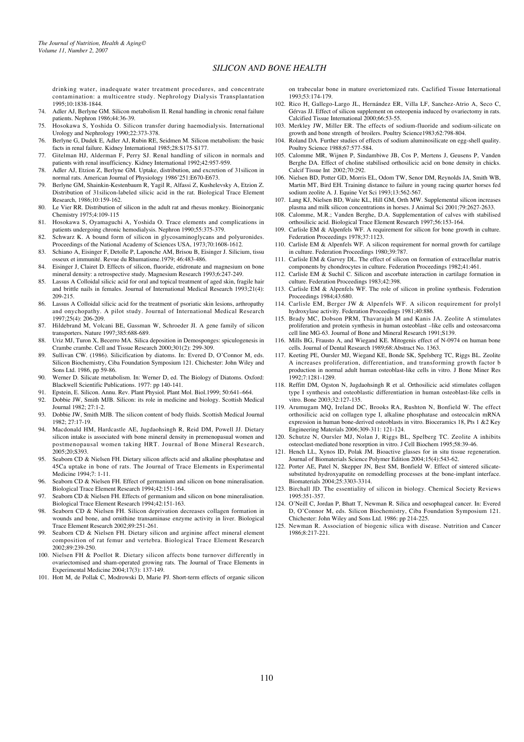drinking water, inadequate water treatment procedures, and concentrate contamination: a multicentre study. Nephrology Dialysis Transplantation 1995;10:1838-1844.

74. Adler AJ, Berlyne GM. Silicon metabolism II. Renal handling in chronic renal failure patients. Nephron 1986;44:36-39.
75. Hosokawa S, Yoshida O. Silicon transfer during haemodialysis. International Urology and Nephrology 1990;22:373-378.
76. Berlyne G, Dudek E, Adler AJ, Rubin RE, Seidmen M. Silicon metabolism: the basic facts in renal failure. Kidney International 1985;28:S175-S177.
77. Gitelman HJ, Alderman F, Perry SJ. Renal handling of silicon in normals and patients with renal insufficiency. Kidney International 1992;42:957-959.
78. Adler AJ, Etzion Z, Berlyne GM. Uptake, distribution, and excretion of 31silicon in normal rats. American Journal of Physiology 1986'251:E670-E673.
79. Berlyne GM, Shainkin-Kestenbaum R, Yagil R, Alfassi Z, Kushelevsky A, Etzion Z. Distribution of 31silicon-labeled silicic acid in the rat. Biological Trace Element Research, 1986;10:159-162.
80. Le Vier RR. Distribution of silicon in the adult rat and rhesus monkey. Bioinorganic Chemistry 1975;4:109-115
81. Hosokawa S, Oyamaguchi A, Yoshida O. Trace elements and complications in patients undergoing chronic hemodialysis. Nephron 1990;55:375-379.
82. Schwarz K. A bound form of silicon in glycosaminoglycans and polyuronides. Proceedings of the National Academy of Sciences USA, 1973;70:1608-1612.
83. Schiano A, Eisinger F, Detolle P, Laponche AM, Brisou B, Eisinger J. Silicium, tissu osseux et immunité. Revue du Rhumatisme.1979; 46:483-486.
84. Eisinger J, Clairet D. Effects of silicon, fluoride, etidronate and magnesium on bone mineral density: a retrospective study. Magnesium Research 1993;6:247-249.
85. Lassus A Colloidal silicic acid for oral and topical treatment of aged skin, fragile hair and brittle nails in females. Journal of International Medical Research 1993;21(4): 209-215.
86. Lassus A Colloidal silicic acid for the treatment of psoriatic skin lesions, arthropathy and onychopathy. A pilot study. Journal of International Medical Research 1997;25(4): 206-209.
87. Hildebrand M, Volcani BE, Gassman W, Schroeder JI. A gene family of silicon transporters. Nature 1997;385:688-689.
88. Uriz MJ, Turon X, Becerro MA. Silica deposition in Demosponges: spiculogenesis in Crambe crambe. Cell and Tissue Research 2000;301(2): 299-309.
89. Sullivan CW. (1986). Silicification by diatoms. In: Evered D, O'Connor M, eds. Silicon Biochemistry, Ciba Foundation Symposium 121. Chichester: John Wiley and Sons Ltd. 1986, pp 59-86.
90. Werner D. Silicate metabolism. In: Werner D, ed. The Biology of Diatoms. Oxford: Blackwell Scientific Publications. 1977: pp 140-141.
91. Epstein, E. Silicon. Annu. Rev. Plant Physiol. Plant Mol. Biol.1999; 50:641–664.
92. Dobbie JW, Smith MJB. Silicon: its role in medicine and biology. Scottish Medical Journal 1982; 27:1-2.
93. Dobbie JW, Smith MJB. The silicon content of body fluids. Scottish Medical Journal 1982; 27:17-19.
94. Macdonald HM, Hardcastle AE, Jugdaohsingh R, Reid DM, Powell JJ. Dietary silicon intake is associated with bone mineral density in premenopasual women and postmenopausal women taking HRT. Journal of Bone Mineral Research, 2005;20;S393.
95. Seaborn CD & Nielsen FH. Dietary silicon affects acid and alkaline phosphatase and 45Ca uptake in bone of rats. The Journal of Trace Elements in Experimental Medicine 1994;7: 1-11.
96. Seaborn CD & Nielsen FH. Effect of germanium and silicon on bone mineralisation. Biological Trace Element Research 1994;42:151-164.
97. Seaborn CD & Nielsen FH. Effects of germanium and silicon on bone mineralisation. Biological Trace Element Research 1994;42:151-163.
98. Seaborn CD & Nielsen FH. Silicon deprivation decreases collagen formation in wounds and bone, and ornithine transaminase enzyme activity in liver. Biological Trace Element Research 2002;89:251-261.
99. Seaborn CD & Nielsen FH. Dietary silicon and arginine affect mineral element composition of rat femur and vertebra. Biological Trace Element Research 2002;89:239-250.
100. Nielsen FH & Poellot R. Dietary silicon affects bone turnover differently in ovariectomised and sham-operated growing rats. The Journal of Trace Elements in Experimental Medicine 2004;17(3): 137-149.
101. Hott M, de Pollak C, Modrowski D, Marie PJ. Short-term effects of organic silicon on trabecular bone in mature overietomized rats. Caclified Tissue International 1993;53:174-179.
102. Rico H, Gallego-Largo JL, Hernández ER, Villa LF, Sanchez-Atrio A, Seco C, Gérvas JJ. Effect of silicon supplement on osteopenia induced by ovariectomy in rats. Calcified Tissue International 2000;66:53-55.
103. Merkley JW, Miller ER. The effects of sodium-fluoride and sodium-silicate on growth and bone strength of broilers. Poultry Science1983;62:798-804.
104. Roland DA. Further studies of effects of sodium aluminosilicate on egg-shell quality. Poultry Science 1988;67:577-584.
105. Calomme MR, Wijnen P, Sindambiwe JB, Cos P, Mertens J, Geusens P, Vanden Berghe DA. Effect of choline stabilised orthosilicic acid on bone density in chicks. Calcif Tissue Int 2002;70:292.
106. Nielsen BD, Potter GD, Morris EL, Odom TW, Senor DM, Reynolds JA, Smith WB, Martin MT, Bird EH. Training distance to failure in young racing quarter horses fed sodium zeolite A. J. Equine Vet Sci 1993;13:562-567.
107. Lang KJ, Nielsen BD, Waite KL, Hill GM, Orth MW. Supplemental silicon increases plasma and milk silicon concentrations in horses. J Animal Sci 2001;79:2627-2633.
108. Calomme, M.R.; Vanden Berghe, D.A. Supplementation of calves with stabilised orthosilicic acid. Biological Trace Element Research 1997;56:153-164.
109. Carlisle EM & Alpenfels WF. A requirement for silicon for bone growth in culture. Federation Proceedings 1978;37:1123.
110. Carlisle EM & Alpenfels WF. A silicon requirement for normal growth for cartilage in culture. Federation Proceedings 1980;39:787.
111. Carlisle EM & Garvey DL. The effect of silicon on formation of extracellular matrix components by chondrocytes in culture. Federation Proceedings 1982;41:461.
112. Carlisle EM & Suchil C. Silicon and ascorbate interaction in cartilage formation in culture. Federation Proceedings 1983;42:398.
113. Carlisle EM & Alpenfels WF. The role of silicon in proline synthesis. Federation Proceedings 1984;43:680.
114. Carlisle EM, Berger JW & Alpenfels WF. A silicon requirement for prolyl hydroxylase activity. Federation Proceedings 1981;40:886.
115. Brady MC, Dobson PRM, Thavarajah M and Kanis JA. Zeolite A stimulates proliferation and protein synthesis in human osteoblast –like cells and osteosarcoma cell line MG-63. Journal of Bone and Mineral Research 1991;S139.
116. Mills BG, Frausto A, and Wiegand KE. Mitogenis effect of N-0974 on human bone cells. Journal of Dental Research 1989;68:Abstract No. 1363.
117. Keeting PE, Oursler MJ, Wiegand KE, Bonde SK, Spelsberg TC, Riggs BL. Zeolite A increases proliferation, differentiation, and transforming growth factor b production in normal adult human osteoblast-like cells in vitro. J Bone Miner Res 1992;7:1281-1289.
118. Reffitt DM, Ogston N, Jugdaohsingh R et al. Orthosilicic acid stimulates collagen type I synthesis and osteoblastic differentiation in human osteoblast-like cells in vitro. Bone 2003;32:127-135.
119. Arumugam MQ, Ireland DC, Brooks RA, Rushton N, Bonfield W. The effect orthosilicic acid on collagen type I, alkaline phosphatase and osteocalcin mRNA expression in human bone-derived osteoblasts in vitro. Bioceramics 18, Pts 1 &2 Key Engineering Materials 2006;309-311: 121-124.
120. Schutze N, Oursler MJ, Nolan J, Riggs BL, Spelberg TC. Zeolite A inhibits osteoclast-mediated bone resorption in vitro. J Cell Biochem 1995;58:39-46.
121. Hench LL, Xynos ID, Polak JM. Bioactive glasses for in situ tissue regeneration. Journal of Biomaterials Science Polymer Edition 2004;15(4):543-62.
122. Porter AE, Patel N, Skepper JN, Best SM, Bonfield W. Effect of sintered silicate-substituted hydroxyapatite on remodelling processes at the bone-implant interface. Biomaterials 2004;25:3303-3314.
123. Birchall JD. The essentiality of silicon in biology. Chemical Society Reviews 1995:351-357.
124. O'Neill C, Jordan P, Bhatt T, Newman R. Silica and oesophageal cancer. In: Evered D, O'Connor M, eds. Silicon Biochemistry, Ciba Foundation Symposium 121. Chichester: John Wiley and Sons Ltd. 1986: pp 214-225.
125. Newman R. Association of biogenic silica with disease. Nutrition and Cancer 1986;8:217-221.